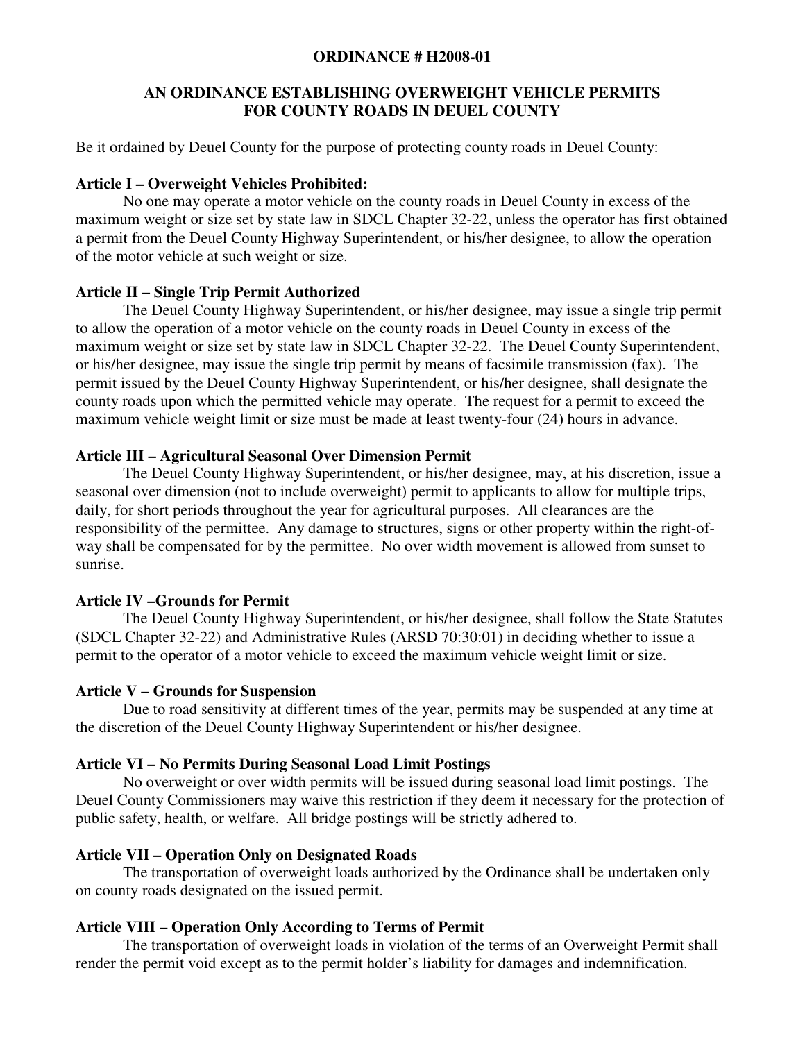**ORDINANCE # H2008-01**

**AN ORDINANCE ESTABLISHING OVERWEIGHT VEHICLE PERMITS FOR COUNTY ROADS IN DEUEL COUNTY**

Be it ordained by Deuel County for the purpose of protecting county roads in Deuel County:

**Article I – Overweight Vehicles Prohibited:**

No one may operate a motor vehicle on the county roads in Deuel County in excess of the maximum weight or size set by state law in SDCL Chapter 32-22, unless the operator has first obtained a permit from the Deuel County Highway Superintendent, or his/her designee, to allow the operation of the motor vehicle at such weight or size.

**Article II – Single Trip Permit Authorized**

The Deuel County Highway Superintendent, or his/her designee, may issue a single trip permit to allow the operation of a motor vehicle on the county roads in Deuel County in excess of the maximum weight or size set by state law in SDCL Chapter 32-22. The Deuel County Superintendent, or his/her designee, may issue the single trip permit by means of facsimile transmission (fax). The permit issued by the Deuel County Highway Superintendent, or his/her designee, shall designate the county roads upon which the permitted vehicle may operate. The request for a permit to exceed the maximum vehicle weight limit or size must be made at least twenty-four (24) hours in advance.

**Article III – Agricultural Seasonal Over Dimension Permit**

The Deuel County Highway Superintendent, or his/her designee, may, at his discretion, issue a seasonal over dimension (not to include overweight) permit to applicants to allow for multiple trips, daily, for short periods throughout the year for agricultural purposes. All clearances are the responsibility of the permittee. Any damage to structures, signs or other property within the right-of-way shall be compensated for by the permittee. No over width movement is allowed from sunset to sunrise.

**Article IV –Grounds for Permit**

The Deuel County Highway Superintendent, or his/her designee, shall follow the State Statutes (SDCL Chapter 32-22) and Administrative Rules (ARSD 70:30:01) in deciding whether to issue a permit to the operator of a motor vehicle to exceed the maximum vehicle weight limit or size.

**Article V – Grounds for Suspension**

Due to road sensitivity at different times of the year, permits may be suspended at any time at the discretion of the Deuel County Highway Superintendent or his/her designee.

**Article VI – No Permits During Seasonal Load Limit Postings**

No overweight or over width permits will be issued during seasonal load limit postings. The Deuel County Commissioners may waive this restriction if they deem it necessary for the protection of public safety, health, or welfare. All bridge postings will be strictly adhered to.

**Article VII – Operation Only on Designated Roads**

The transportation of overweight loads authorized by the Ordinance shall be undertaken only on county roads designated on the issued permit.

**Article VIII – Operation Only According to Terms of Permit**

The transportation of overweight loads in violation of the terms of an Overweight Permit shall render the permit void except as to the permit holder's liability for damages and indemnification.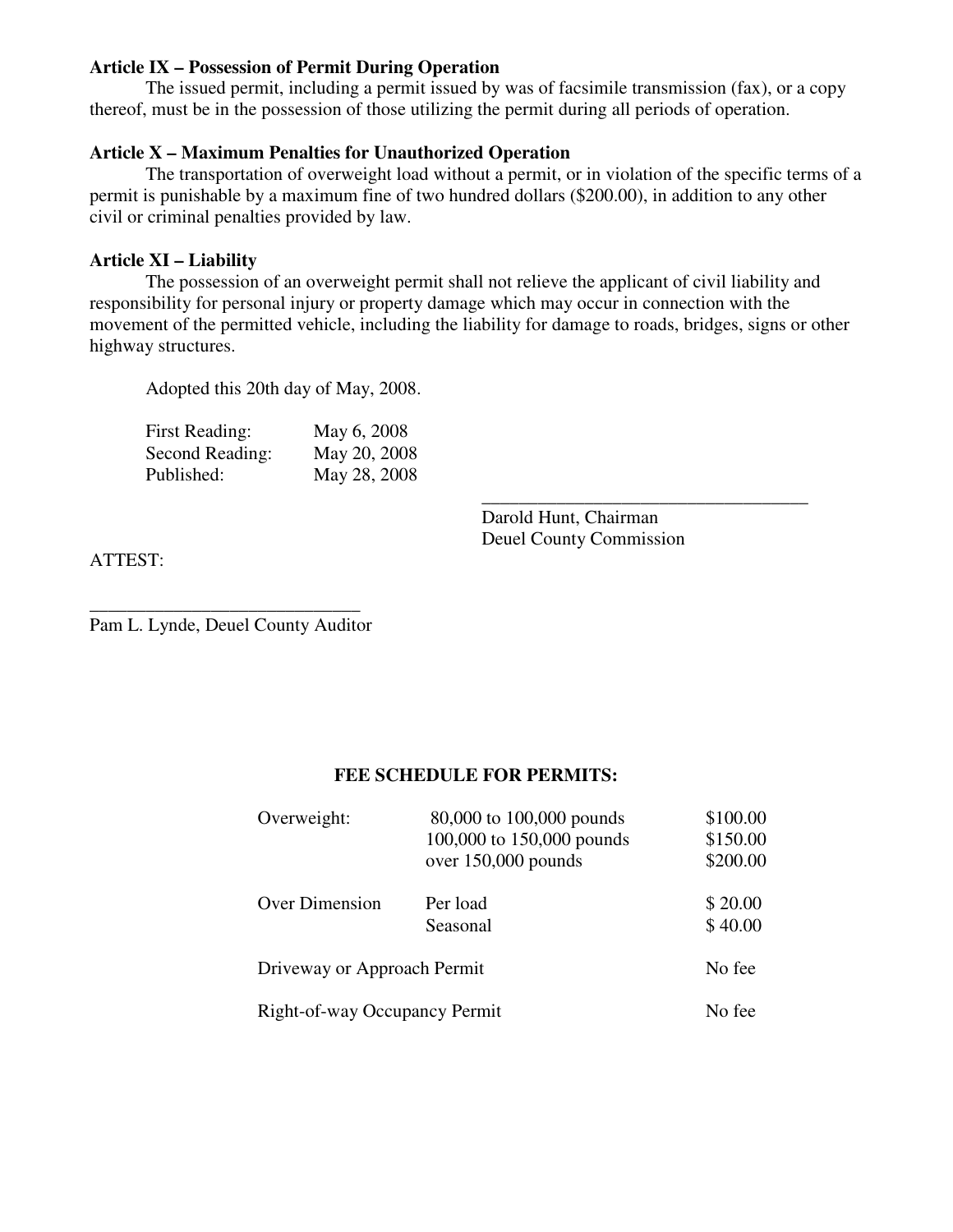**Article IX – Possession of Permit During Operation**

The issued permit, including a permit issued by was of facsimile transmission (fax), or a copy thereof, must be in the possession of those utilizing the permit during all periods of operation.

**Article X – Maximum Penalties for Unauthorized Operation**

The transportation of overweight load without a permit, or in violation of the specific terms of a permit is punishable by a maximum fine of two hundred dollars ($200.00), in addition to any other civil or criminal penalties provided by law.

**Article XI – Liability**

The possession of an overweight permit shall not relieve the applicant of civil liability and responsibility for personal injury or property damage which may occur in connection with the movement of the permitted vehicle, including the liability for damage to roads, bridges, signs or other highway structures.

Adopted this 20th day of May, 2008.

| | |
|---|---|
| First Reading: | May 6, 2008 |
| Second Reading: | May 20, 2008 |
| Published: | May 28, 2008 |

___________________________________
Darold Hunt, Chairman
Deuel County Commission

ATTEST:

_____________________________
Pam L. Lynde, Deuel County Auditor

**FEE SCHEDULE FOR PERMITS:**

| | | |
|---|---|---|
| Overweight: | 80,000 to 100,000 pounds | $100.00 |
| | 100,000 to 150,000 pounds | $150.00 |
| | over 150,000 pounds | $200.00 |
| Over Dimension | Per load | $ 20.00 |
| | Seasonal | $ 40.00 |
| Driveway or Approach Permit | | No fee |
| Right-of-way Occupancy Permit | | No fee |